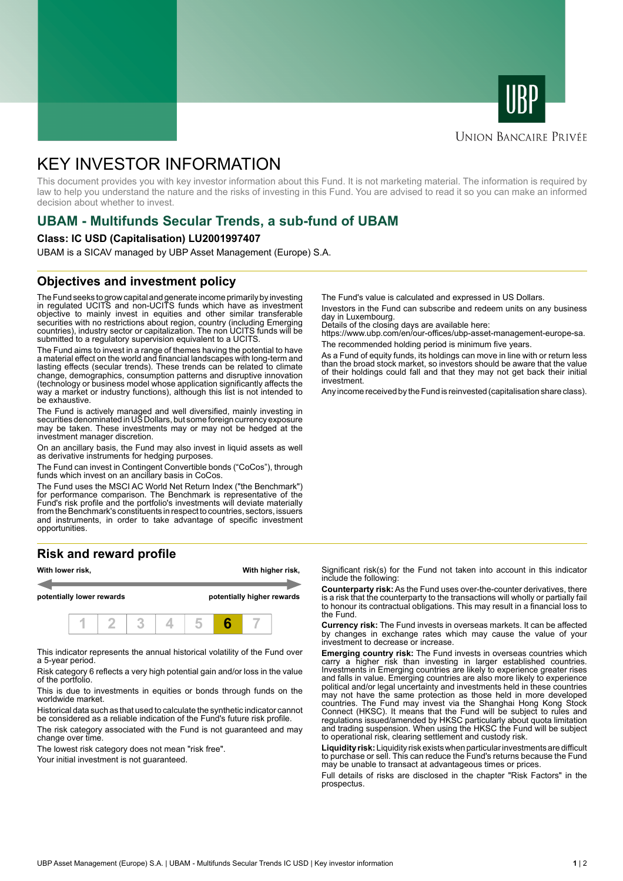UNION BANCAIRE PRIVÉE

# KEY INVESTOR INFORMATION

This document provides you with key investor information about this Fund. It is not marketing material. The information is required by law to help you understand the nature and the risks of investing in this Fund. You are advised to read it so you can make an informed decision about whether to invest.

## UBAM - Multifunds Secular Trends, a sub-fund of UBAM

**Class: IC USD (Capitalisation) LU2001997407**

UBAM is a SICAV managed by UBP Asset Management (Europe) S.A.

## Objectives and investment policy

The Fund seeks to grow capital and generate income primarily by investing in regulated UCITS and non-UCITS funds which have as investment objective to mainly invest in equities and other similar transferable securities with no restrictions about region, country (including Emerging countries), industry sector or capitalization. The non UCITS funds will be submitted to a regulatory supervision equivalent to a UCITS.

The Fund aims to invest in a range of themes having the potential to have a material effect on the world and financial landscapes with long-term and lasting effects (secular trends). These trends can be related to climate change, demographics, consumption patterns and disruptive innovation (technology or business model whose application significantly affects the way a market or industry functions), although this list is not intended to be exhaustive.

The Fund is actively managed and well diversified, mainly investing in securities denominated in US Dollars, but some foreign currency exposure may be taken. These investments may or may not be hedged at the investment manager discretion.

On an ancillary basis, the Fund may also invest in liquid assets as well as derivative instruments for hedging purposes.

The Fund can invest in Contingent Convertible bonds ("CoCos"), through funds which invest on an ancillary basis in CoCos.

The Fund uses the MSCI AC World Net Return Index ("the Benchmark") for performance comparison. The Benchmark is representative of the Fund's risk profile and the portfolio's investments will deviate materially from the Benchmark's constituents in respect to countries, sectors, issuers and instruments, in order to take advantage of specific investment opportunities.

The Fund's value is calculated and expressed in US Dollars.

Investors in the Fund can subscribe and redeem units on any business day in Luxembourg.
Details of the closing days are available here:
https://www.ubp.com/en/our-offices/ubp-asset-management-europe-sa.

The recommended holding period is minimum five years.

As a Fund of equity funds, its holdings can move in line with or return less than the broad stock market, so investors should be aware that the value of their holdings could fall and that they may not get back their initial investment.

Any income received by the Fund is reinvested (capitalisation share class).

## Risk and reward profile

**With lower risk,** — **With higher risk,**

**potentially lower rewards** — **potentially higher rewards**

| 1 | 2 | 3 | 4 | 5 | **6** | 7 |
|---|---|---|---|---|---|---|

This indicator represents the annual historical volatility of the Fund over a 5-year period.

Risk category 6 reflects a very high potential gain and/or loss in the value of the portfolio.

This is due to investments in equities or bonds through funds on the worldwide market.

Historical data such as that used to calculate the synthetic indicator cannot be considered as a reliable indication of the Fund's future risk profile.

The risk category associated with the Fund is not guaranteed and may change over time.

The lowest risk category does not mean "risk free".

Your initial investment is not guaranteed.

Significant risk(s) for the Fund not taken into account in this indicator include the following:

**Counterparty risk:** As the Fund uses over-the-counter derivatives, there is a risk that the counterparty to the transactions will wholly or partially fail to honour its contractual obligations. This may result in a financial loss to the Fund.

**Currency risk:** The Fund invests in overseas markets. It can be affected by changes in exchange rates which may cause the value of your investment to decrease or increase.

**Emerging country risk:** The Fund invests in overseas countries which carry a higher risk than investing in larger established countries. Investments in Emerging countries are likely to experience greater rises and falls in value. Emerging countries are also more likely to experience political and/or legal uncertainty and investments held in these countries may not have the same protection as those held in more developed countries. The Fund may invest via the Shanghai Hong Kong Stock Connect (HKSC). It means that the Fund will be subject to rules and regulations issued/amended by HKSC particularly about quota limitation and trading suspension. When using the HKSC the Fund will be subject to operational risk, clearing settlement and custody risk.

**Liquidity risk:** Liquidity risk exists when particular investments are difficult to purchase or sell. This can reduce the Fund's returns because the Fund may be unable to transact at advantageous times or prices.

Full details of risks are disclosed in the chapter "Risk Factors" in the prospectus.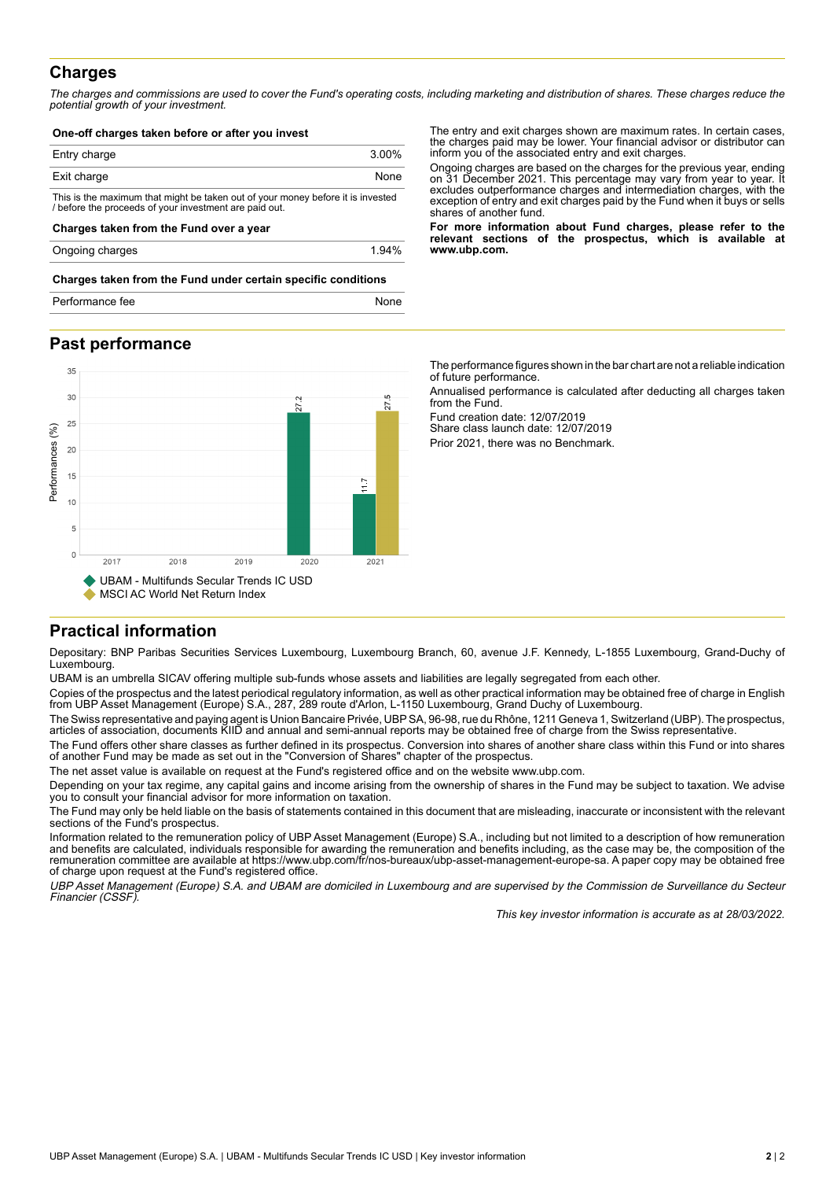## Charges

*The charges and commissions are used to cover the Fund's operating costs, including marketing and distribution of shares. These charges reduce the potential growth of your investment.*

| One-off charges taken before or after you invest | |
|---|---|
| Entry charge | 3.00% |
| Exit charge | None |

This is the maximum that might be taken out of your money before it is invested / before the proceeds of your investment are paid out.

| Charges taken from the Fund over a year | |
|---|---|
| Ongoing charges | 1.94% |

| Charges taken from the Fund under certain specific conditions | |
|---|---|
| Performance fee | None |

The entry and exit charges shown are maximum rates. In certain cases, the charges paid may be lower. Your financial advisor or distributor can inform you of the associated entry and exit charges.

Ongoing charges are based on the charges for the previous year, ending on 31 December 2021. This percentage may vary from year to year. It excludes outperformance charges and intermediation charges, with the exception of entry and exit charges paid by the Fund when it buys or sells shares of another fund.

**For more information about Fund charges, please refer to the relevant sections of the prospectus, which is available at www.ubp.com.**

## Past performance

Performances (%)

35
30
25
20
15
10
5
0

2017 2018 2019 2020 2021

27.2
11.7
27.5

UBAM - Multifunds Secular Trends IC USD
MSCI AC World Net Return Index

The performance figures shown in the bar chart are not a reliable indication of future performance.

Annualised performance is calculated after deducting all charges taken from the Fund.

Fund creation date: 12/07/2019
Share class launch date: 12/07/2019

Prior 2021, there was no Benchmark.

## Practical information

Depositary: BNP Paribas Securities Services Luxembourg, Luxembourg Branch, 60, avenue J.F. Kennedy, L-1855 Luxembourg, Grand-Duchy of Luxembourg.

UBAM is an umbrella SICAV offering multiple sub-funds whose assets and liabilities are legally segregated from each other.

Copies of the prospectus and the latest periodical regulatory information, as well as other practical information may be obtained free of charge in English from UBP Asset Management (Europe) S.A., 287, 289 route d'Arlon, L-1150 Luxembourg, Grand Duchy of Luxembourg.

The Swiss representative and paying agent is Union Bancaire Privée, UBP SA, 96-98, rue du Rhône, 1211 Geneva 1, Switzerland (UBP). The prospectus, articles of association, documents KIID and annual and semi-annual reports may be obtained free of charge from the Swiss representative.

The Fund offers other share classes as further defined in its prospectus. Conversion into shares of another share class within this Fund or into shares of another Fund may be made as set out in the "Conversion of Shares" chapter of the prospectus.

The net asset value is available on request at the Fund's registered office and on the website www.ubp.com.

Depending on your tax regime, any capital gains and income arising from the ownership of shares in the Fund may be subject to taxation. We advise you to consult your financial advisor for more information on taxation.

The Fund may only be held liable on the basis of statements contained in this document that are misleading, inaccurate or inconsistent with the relevant sections of the Fund's prospectus.

Information related to the remuneration policy of UBP Asset Management (Europe) S.A., including but not limited to a description of how remuneration and benefits are calculated, individuals responsible for awarding the remuneration and benefits including, as the case may be, the composition of the remuneration committee are available at https://www.ubp.com/fr/nos-bureaux/ubp-asset-management-europe-sa. A paper copy may be obtained free of charge upon request at the Fund's registered office.

*UBP Asset Management (Europe) S.A. and UBAM are domiciled in Luxembourg and are supervised by the Commission de Surveillance du Secteur Financier (CSSF).*

*This key investor information is accurate as at 28/03/2022.*